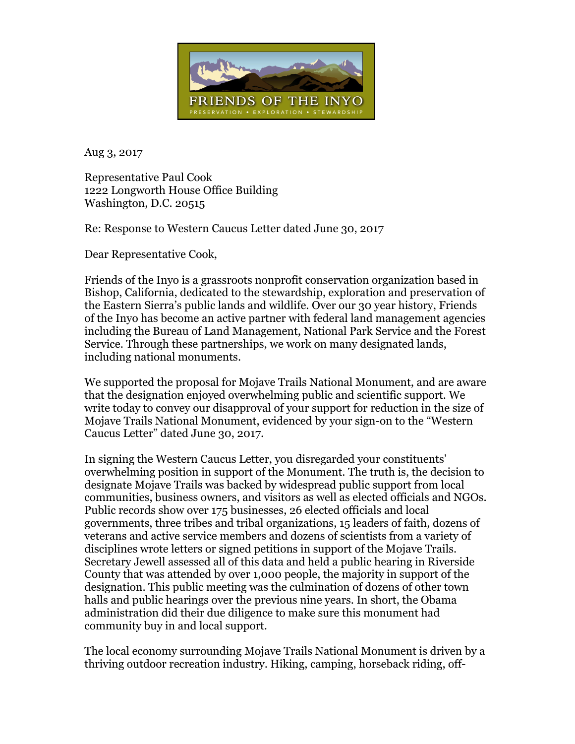FRIENDS OF THE INYO

PRESERVATION • EXPLORATION • STEWARDSHIP

Aug 3, 2017

Representative Paul Cook
1222 Longworth House Office Building
Washington, D.C. 20515

Re: Response to Western Caucus Letter dated June 30, 2017

Dear Representative Cook,

Friends of the Inyo is a grassroots nonprofit conservation organization based in Bishop, California, dedicated to the stewardship, exploration and preservation of the Eastern Sierra's public lands and wildlife. Over our 30 year history, Friends of the Inyo has become an active partner with federal land management agencies including the Bureau of Land Management, National Park Service and the Forest Service. Through these partnerships, we work on many designated lands, including national monuments.

We supported the proposal for Mojave Trails National Monument, and are aware that the designation enjoyed overwhelming public and scientific support. We write today to convey our disapproval of your support for reduction in the size of Mojave Trails National Monument, evidenced by your sign-on to the "Western Caucus Letter" dated June 30, 2017.

In signing the Western Caucus Letter, you disregarded your constituents' overwhelming position in support of the Monument. The truth is, the decision to designate Mojave Trails was backed by widespread public support from local communities, business owners, and visitors as well as elected officials and NGOs. Public records show over 175 businesses, 26 elected officials and local governments, three tribes and tribal organizations, 15 leaders of faith, dozens of veterans and active service members and dozens of scientists from a variety of disciplines wrote letters or signed petitions in support of the Mojave Trails. Secretary Jewell assessed all of this data and held a public hearing in Riverside County that was attended by over 1,000 people, the majority in support of the designation. This public meeting was the culmination of dozens of other town halls and public hearings over the previous nine years. In short, the Obama administration did their due diligence to make sure this monument had community buy in and local support.

The local economy surrounding Mojave Trails National Monument is driven by a thriving outdoor recreation industry. Hiking, camping, horseback riding, off-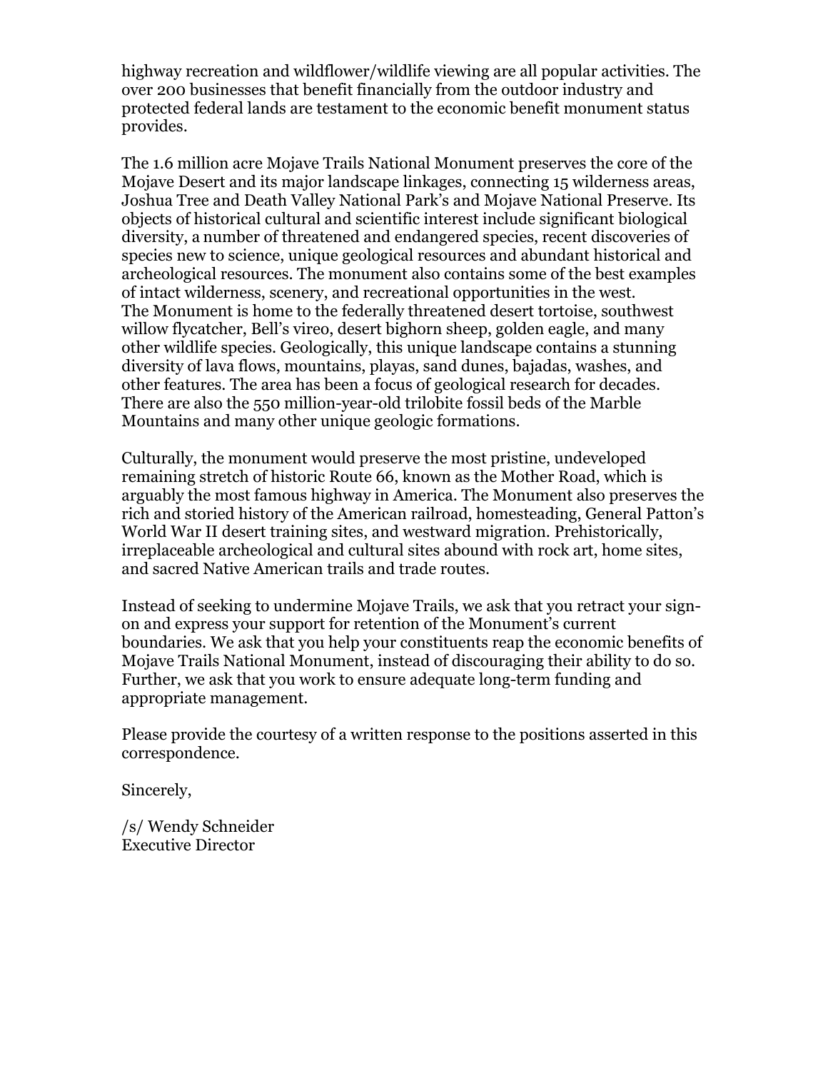highway recreation and wildflower/wildlife viewing are all popular activities. The over 200 businesses that benefit financially from the outdoor industry and protected federal lands are testament to the economic benefit monument status provides.

The 1.6 million acre Mojave Trails National Monument preserves the core of the Mojave Desert and its major landscape linkages, connecting 15 wilderness areas, Joshua Tree and Death Valley National Park's and Mojave National Preserve. Its objects of historical cultural and scientific interest include significant biological diversity, a number of threatened and endangered species, recent discoveries of species new to science, unique geological resources and abundant historical and archeological resources. The monument also contains some of the best examples of intact wilderness, scenery, and recreational opportunities in the west.
The Monument is home to the federally threatened desert tortoise, southwest willow flycatcher, Bell's vireo, desert bighorn sheep, golden eagle, and many other wildlife species. Geologically, this unique landscape contains a stunning diversity of lava flows, mountains, playas, sand dunes, bajadas, washes, and other features. The area has been a focus of geological research for decades. There are also the 550 million-year-old trilobite fossil beds of the Marble Mountains and many other unique geologic formations.

Culturally, the monument would preserve the most pristine, undeveloped remaining stretch of historic Route 66, known as the Mother Road, which is arguably the most famous highway in America. The Monument also preserves the rich and storied history of the American railroad, homesteading, General Patton's World War II desert training sites, and westward migration. Prehistorically, irreplaceable archeological and cultural sites abound with rock art, home sites, and sacred Native American trails and trade routes.

Instead of seeking to undermine Mojave Trails, we ask that you retract your sign-on and express your support for retention of the Monument's current boundaries. We ask that you help your constituents reap the economic benefits of Mojave Trails National Monument, instead of discouraging their ability to do so. Further, we ask that you work to ensure adequate long-term funding and appropriate management.

Please provide the courtesy of a written response to the positions asserted in this correspondence.

Sincerely,

/s/ Wendy Schneider
Executive Director